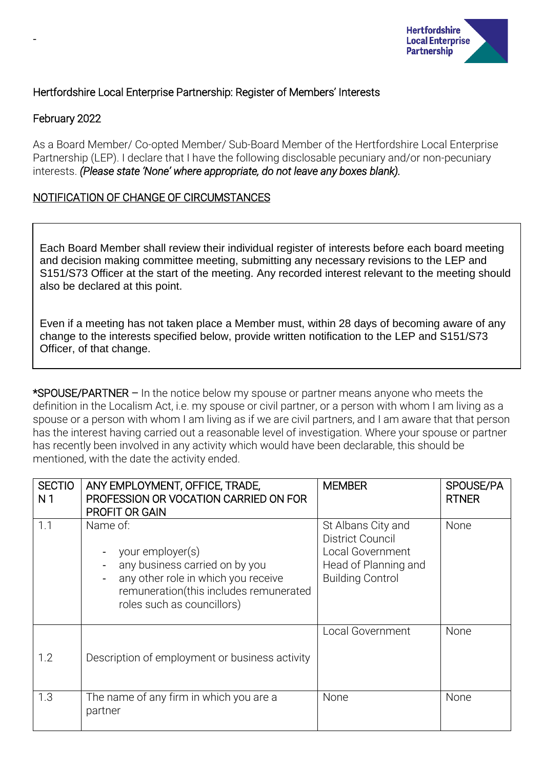-

Hertfordshire Local Enterprise Partnership: Register of Members' Interests

February 2022

As a Board Member/ Co-opted Member/ Sub-Board Member of the Hertfordshire Local Enterprise Partnership (LEP). I declare that I have the following disclosable pecuniary and/or non-pecuniary interests. *(Please state 'None' where appropriate, do not leave any boxes blank).*

NOTIFICATION OF CHANGE OF CIRCUMSTANCES

Each Board Member shall review their individual register of interests before each board meeting and decision making committee meeting, submitting any necessary revisions to the LEP and S151/S73 Officer at the start of the meeting. Any recorded interest relevant to the meeting should also be declared at this point.

Even if a meeting has not taken place a Member must, within 28 days of becoming aware of any change to the interests specified below, provide written notification to the LEP and S151/S73 Officer, of that change.

*SPOUSE/PARTNER – In the notice below my spouse or partner means anyone who meets the definition in the Localism Act, i.e. my spouse or civil partner, or a person with whom I am living as a spouse or a person with whom I am living as if we are civil partners, and I am aware that that person has the interest having carried out a reasonable level of investigation. Where your spouse or partner has recently been involved in any activity which would have been declarable, this should be mentioned, with the date the activity ended.

| SECTION 1 | ANY EMPLOYMENT, OFFICE, TRADE, PROFESSION OR VOCATION CARRIED ON FOR PROFIT OR GAIN | MEMBER | SPOUSE/PARTNER |
|---|---|---|---|
| 1.1 | Name of:<br>- your employer(s)<br>- any business carried on by you<br>- any other role in which you receive remuneration(this includes remunerated roles such as councillors) | St Albans City and District Council Local Government Head of Planning and Building Control | None |
| 1.2 | Description of employment or business activity | Local Government | None |
| 1.3 | The name of any firm in which you are a partner | None | None |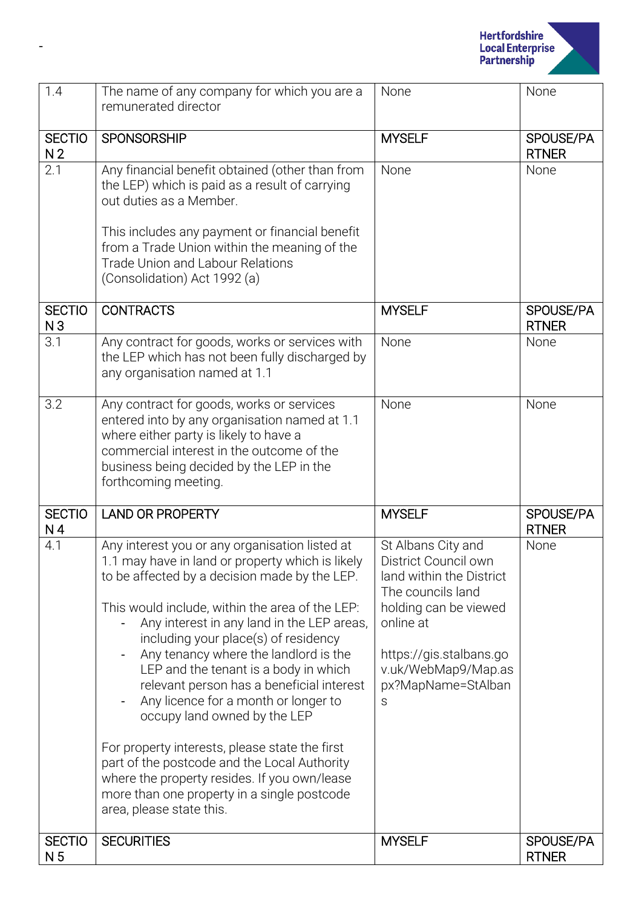| 1.4 | The name of any company for which you are a remunerated director | None | None |
|---|---|---|---|
| SECTION 2 | SPONSORSHIP | MYSELF | SPOUSE/PARTNER |
| 2.1 | Any financial benefit obtained (other than from the LEP) which is paid as a result of carrying out duties as a Member.<br><br>This includes any payment or financial benefit from a Trade Union within the meaning of the Trade Union and Labour Relations (Consolidation) Act 1992 (a) | None | None |
| SECTION 3 | CONTRACTS | MYSELF | SPOUSE/PARTNER |
| 3.1 | Any contract for goods, works or services with the LEP which has not been fully discharged by any organisation named at 1.1 | None | None |
| 3.2 | Any contract for goods, works or services entered into by any organisation named at 1.1 where either party is likely to have a commercial interest in the outcome of the business being decided by the LEP in the forthcoming meeting. | None | None |
| SECTION 4 | LAND OR PROPERTY | MYSELF | SPOUSE/PARTNER |
| 4.1 | Any interest you or any organisation listed at 1.1 may have in land or property which is likely to be affected by a decision made by the LEP.<br><br>This would include, within the area of the LEP:<br>- Any interest in any land in the LEP areas, including your place(s) of residency<br>- Any tenancy where the landlord is the LEP and the tenant is a body in which relevant person has a beneficial interest<br>- Any licence for a month or longer to occupy land owned by the LEP<br><br>For property interests, please state the first part of the postcode and the Local Authority where the property resides. If you own/lease more than one property in a single postcode area, please state this. | St Albans City and District Council own land within the District The councils land holding can be viewed online at<br><br>https://gis.stalbans.gov.uk/WebMap9/Map.aspx?MapName=StAlbans | None |
| SECTION 5 | SECURITIES | MYSELF | SPOUSE/PARTNER |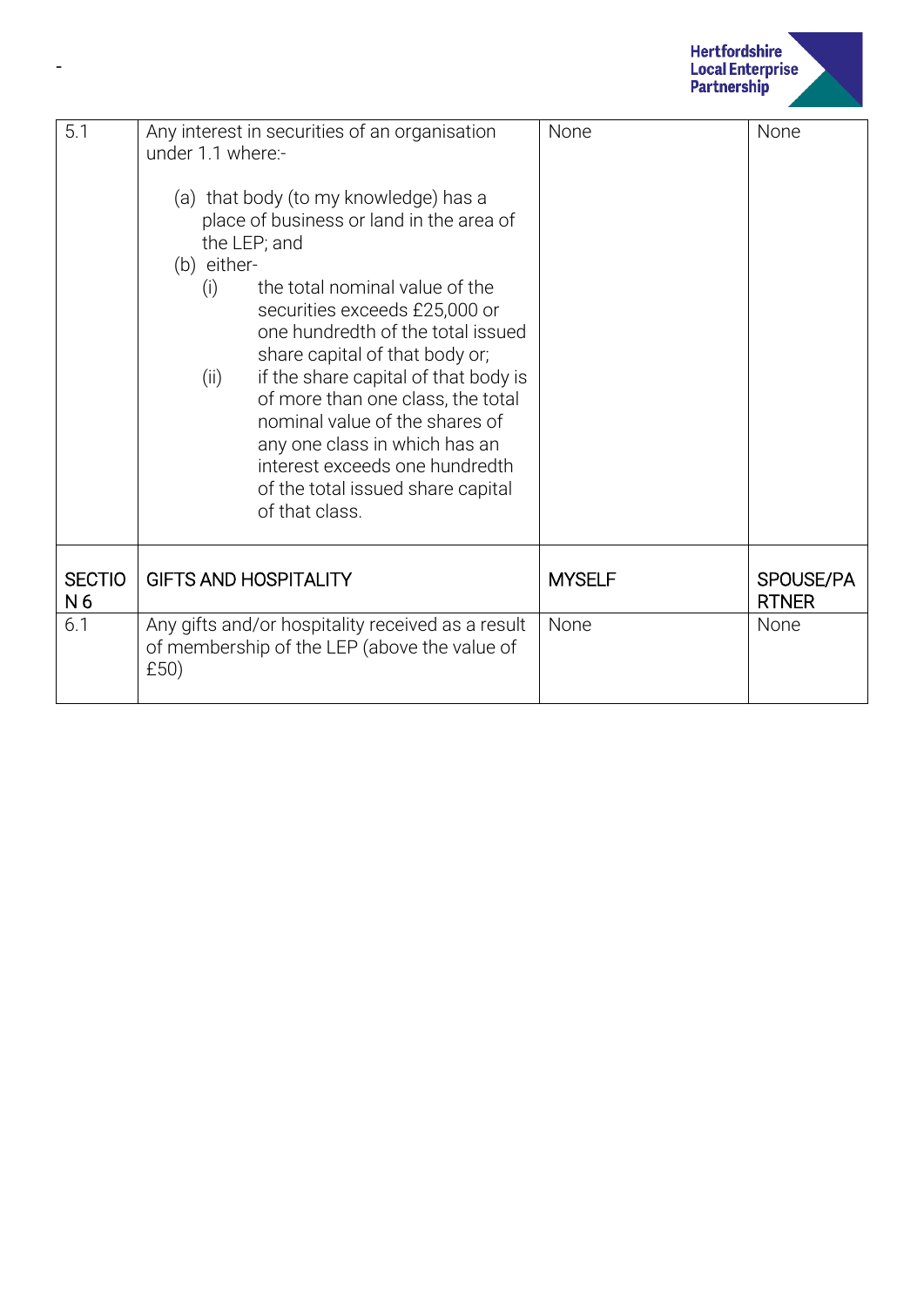| 5.1 | Any interest in securities of an organisation under 1.1 where:-<br><br>(a) that body (to my knowledge) has a place of business or land in the area of the LEP; and<br>(b) either-<br>(i) the total nominal value of the securities exceeds £25,000 or one hundredth of the total issued share capital of that body or;<br>(ii) if the share capital of that body is of more than one class, the total nominal value of the shares of any one class in which has an interest exceeds one hundredth of the total issued share capital of that class. | None | None |
|---|---|---|---|
| SECTION 6 | GIFTS AND HOSPITALITY | MYSELF | SPOUSE/PARTNER |
| 6.1 | Any gifts and/or hospitality received as a result of membership of the LEP (above the value of £50) | None | None |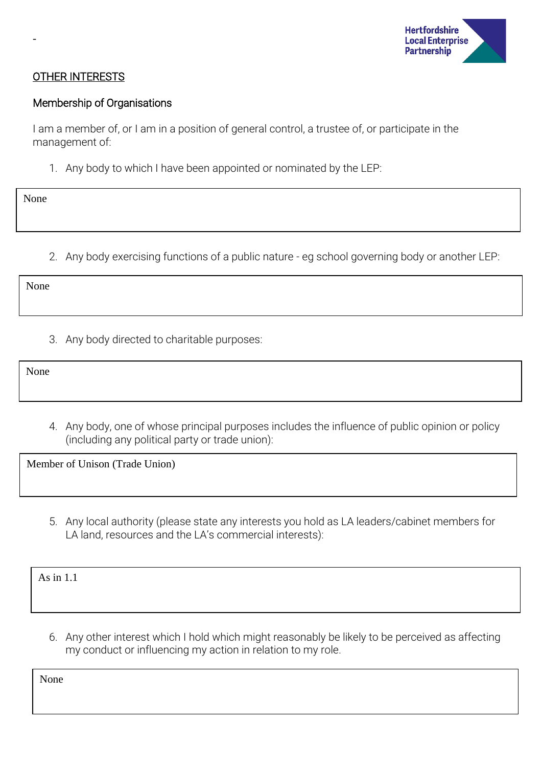-

OTHER INTERESTS

Membership of Organisations

I am a member of, or I am in a position of general control, a trustee of, or participate in the management of:

1. Any body to which I have been appointed or nominated by the LEP:

None

2. Any body exercising functions of a public nature - eg school governing body or another LEP:

None

3. Any body directed to charitable purposes:

None

4. Any body, one of whose principal purposes includes the influence of public opinion or policy (including any political party or trade union):

Member of Unison (Trade Union)

5. Any local authority (please state any interests you hold as LA leaders/cabinet members for LA land, resources and the LA's commercial interests):

As in 1.1

6. Any other interest which I hold which might reasonably be likely to be perceived as affecting my conduct or influencing my action in relation to my role.

None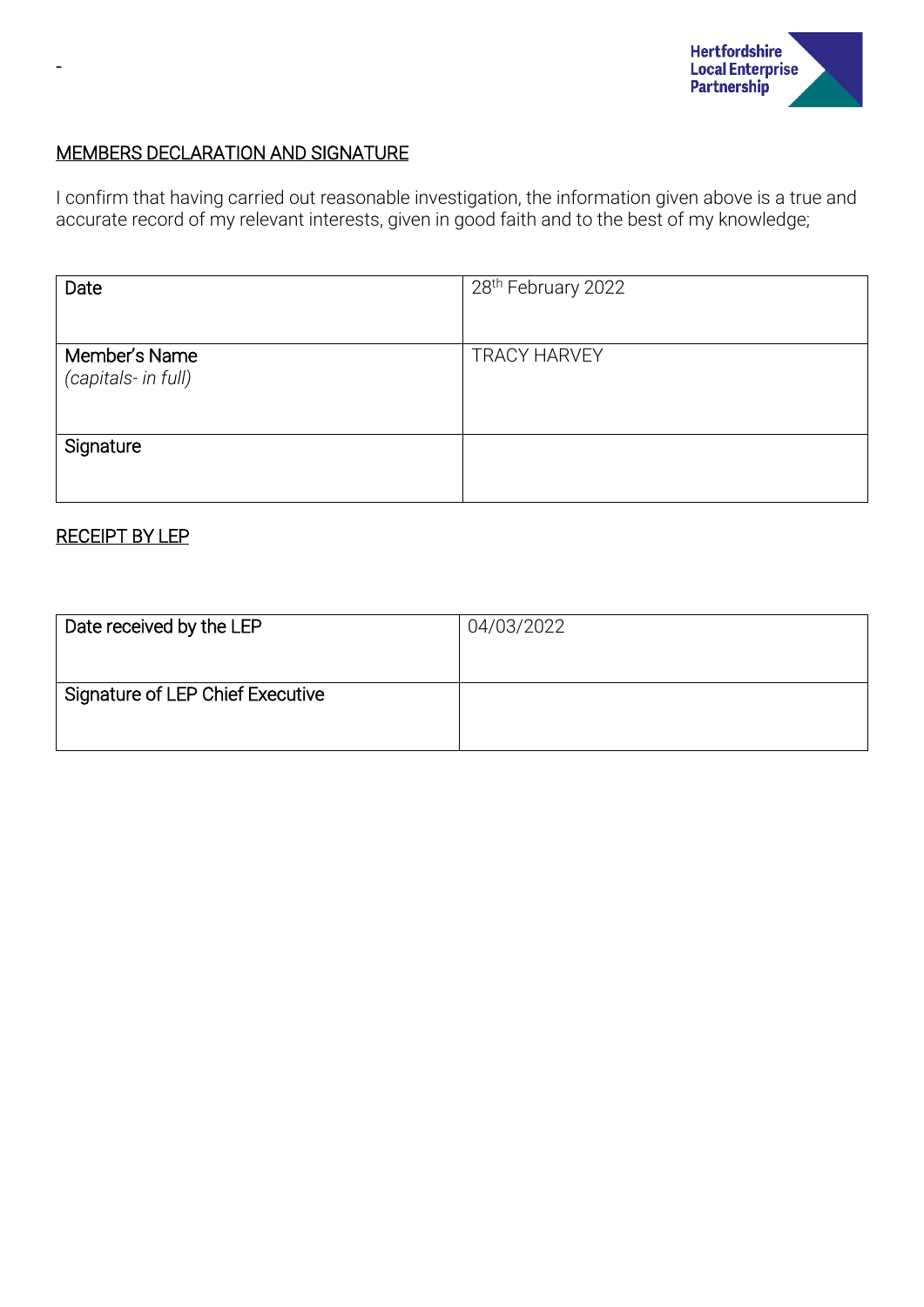-

## MEMBERS DECLARATION AND SIGNATURE

I confirm that having carried out reasonable investigation, the information given above is a true and accurate record of my relevant interests, given in good faith and to the best of my knowledge;

| | |
|---|---|
| Date | 28th February 2022 |
| Member's Name *(capitals- in full)* | TRACY HARVEY |
| Signature | |

## RECEIPT BY LEP

| | |
|---|---|
| Date received by the LEP | 04/03/2022 |
| Signature of LEP Chief Executive | |